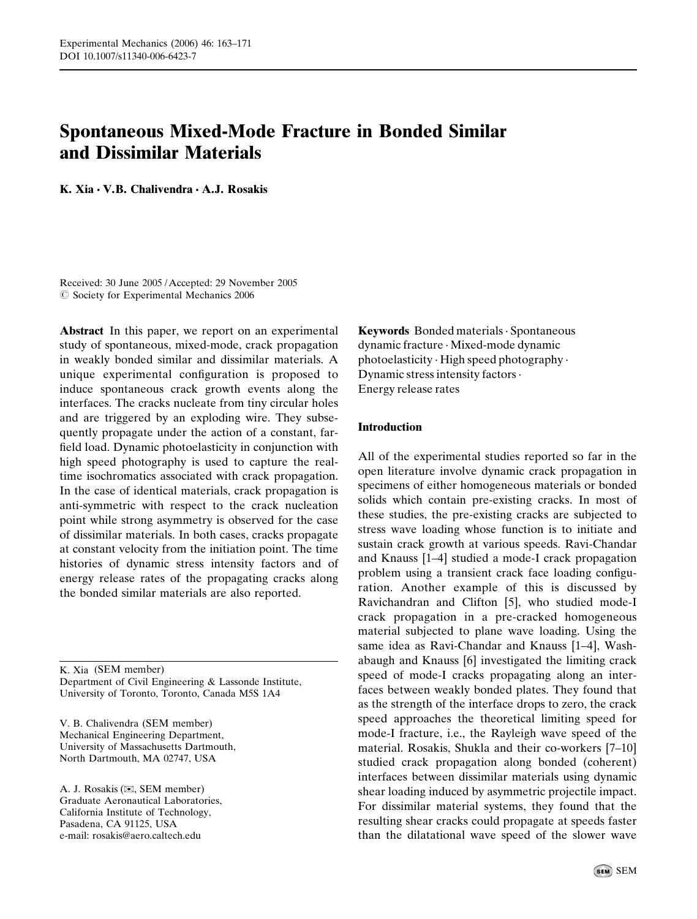# Spontaneous Mixed-Mode Fracture in Bonded Similar and Dissimilar Materials

**K. Xia · V.B. Chalivendra · A.J. Rosakis**

Received: 30 June 2005 / Accepted: 29 November 2005
© Society for Experimental Mechanics 2006

**Abstract** In this paper, we report on an experimental study of spontaneous, mixed-mode, crack propagation in weakly bonded similar and dissimilar materials. A unique experimental configuration is proposed to induce spontaneous crack growth events along the interfaces. The cracks nucleate from tiny circular holes and are triggered by an exploding wire. They subsequently propagate under the action of a constant, far-field load. Dynamic photoelasticity in conjunction with high speed photography is used to capture the real-time isochromatics associated with crack propagation. In the case of identical materials, crack propagation is anti-symmetric with respect to the crack nucleation point while strong asymmetry is observed for the case of dissimilar materials. In both cases, cracks propagate at constant velocity from the initiation point. The time histories of dynamic stress intensity factors and of energy release rates of the propagating cracks along the bonded similar materials are also reported.

**Keywords** Bonded materials · Spontaneous dynamic fracture · Mixed-mode dynamic photoelasticity · High speed photography · Dynamic stress intensity factors · Energy release rates

K. Xia (SEM member)
Department of Civil Engineering & Lassonde Institute, University of Toronto, Toronto, Canada M5S 1A4

V. B. Chalivendra (SEM member)
Mechanical Engineering Department, University of Massachusetts Dartmouth, North Dartmouth, MA 02747, USA

A. J. Rosakis (✉, SEM member)
Graduate Aeronautical Laboratories, California Institute of Technology, Pasadena, CA 91125, USA
e-mail: rosakis@aero.caltech.edu

## Introduction

All of the experimental studies reported so far in the open literature involve dynamic crack propagation in specimens of either homogeneous materials or bonded solids which contain pre-existing cracks. In most of these studies, the pre-existing cracks are subjected to stress wave loading whose function is to initiate and sustain crack growth at various speeds. Ravi-Chandar and Knauss [1–4] studied a mode-I crack propagation problem using a transient crack face loading configuration. Another example of this is discussed by Ravichandran and Clifton [5], who studied mode-I crack propagation in a pre-cracked homogeneous material subjected to plane wave loading. Using the same idea as Ravi-Chandar and Knauss [1–4], Washabaugh and Knauss [6] investigated the limiting crack speed of mode-I cracks propagating along an interfaces between weakly bonded plates. They found that as the strength of the interface drops to zero, the crack speed approaches the theoretical limiting speed for mode-I fracture, i.e., the Rayleigh wave speed of the material. Rosakis, Shukla and their co-workers [7–10] studied crack propagation along bonded (coherent) interfaces between dissimilar materials using dynamic shear loading induced by asymmetric projectile impact. For dissimilar material systems, they found that the resulting shear cracks could propagate at speeds faster than the dilatational wave speed of the slower wave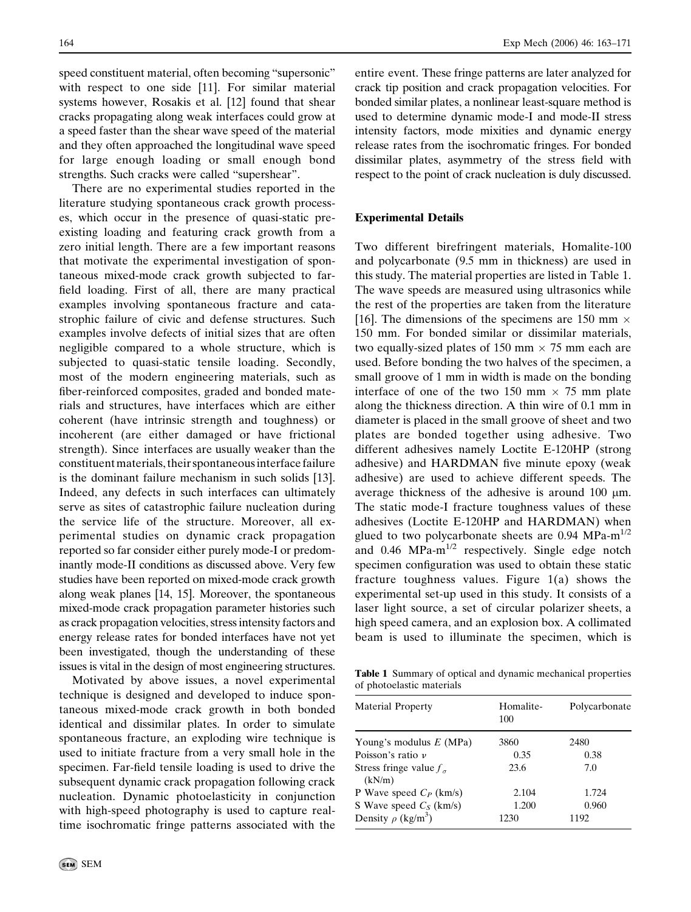speed constituent material, often becoming "supersonic" with respect to one side [11]. For similar material systems however, Rosakis et al. [12] found that shear cracks propagating along weak interfaces could grow at a speed faster than the shear wave speed of the material and they often approached the longitudinal wave speed for large enough loading or small enough bond strengths. Such cracks were called "supershear".

There are no experimental studies reported in the literature studying spontaneous crack growth processes, which occur in the presence of quasi-static pre-existing loading and featuring crack growth from a zero initial length. There are a few important reasons that motivate the experimental investigation of spontaneous mixed-mode crack growth subjected to far-field loading. First of all, there are many practical examples involving spontaneous fracture and catastrophic failure of civic and defense structures. Such examples involve defects of initial sizes that are often negligible compared to a whole structure, which is subjected to quasi-static tensile loading. Secondly, most of the modern engineering materials, such as fiber-reinforced composites, graded and bonded materials and structures, have interfaces which are either coherent (have intrinsic strength and toughness) or incoherent (are either damaged or have frictional strength). Since interfaces are usually weaker than the constituent materials, their spontaneous interface failure is the dominant failure mechanism in such solids [13]. Indeed, any defects in such interfaces can ultimately serve as sites of catastrophic failure nucleation during the service life of the structure. Moreover, all experimental studies on dynamic crack propagation reported so far consider either purely mode-I or predominantly mode-II conditions as discussed above. Very few studies have been reported on mixed-mode crack growth along weak planes [14, 15]. Moreover, the spontaneous mixed-mode crack propagation parameter histories such as crack propagation velocities, stress intensity factors and energy release rates for bonded interfaces have not yet been investigated, though the understanding of these issues is vital in the design of most engineering structures.

Motivated by above issues, a novel experimental technique is designed and developed to induce spontaneous mixed-mode crack growth in both bonded identical and dissimilar plates. In order to simulate spontaneous fracture, an exploding wire technique is used to initiate fracture from a very small hole in the specimen. Far-field tensile loading is used to drive the subsequent dynamic crack propagation following crack nucleation. Dynamic photoelasticity in conjunction with high-speed photography is used to capture real-time isochromatic fringe patterns associated with the entire event. These fringe patterns are later analyzed for crack tip position and crack propagation velocities. For bonded similar plates, a nonlinear least-square method is used to determine dynamic mode-I and mode-II stress intensity factors, mode mixities and dynamic energy release rates from the isochromatic fringes. For bonded dissimilar plates, asymmetry of the stress field with respect to the point of crack nucleation is duly discussed.

## Experimental Details

Two different birefringent materials, Homalite-100 and polycarbonate (9.5 mm in thickness) are used in this study. The material properties are listed in Table 1. The wave speeds are measured using ultrasonics while the rest of the properties are taken from the literature [16]. The dimensions of the specimens are 150 mm $\times$ 150 mm. For bonded similar or dissimilar materials, two equally-sized plates of 150 mm $\times$ 75 mm each are used. Before bonding the two halves of the specimen, a small groove of 1 mm in width is made on the bonding interface of one of the two 150 mm $\times$ 75 mm plate along the thickness direction. A thin wire of 0.1 mm in diameter is placed in the small groove of sheet and two plates are bonded together using adhesive. Two different adhesives namely Loctite E-120HP (strong adhesive) and HARDMAN five minute epoxy (weak adhesive) are used to achieve different speeds. The average thickness of the adhesive is around 100 μm. The static mode-I fracture toughness values of these adhesives (Loctite E-120HP and HARDMAN) when glued to two polycarbonate sheets are 0.94 MPa-m$^{1/2}$ and 0.46 MPa-m$^{1/2}$ respectively. Single edge notch specimen configuration was used to obtain these static fracture toughness values. Figure 1(a) shows the experimental set-up used in this study. It consists of a laser light source, a set of circular polarizer sheets, a high speed camera, and an explosion box. A collimated beam is used to illuminate the specimen, which is

**Table 1** Summary of optical and dynamic mechanical properties of photoelastic materials

| Material Property | Homalite-100 | Polycarbonate |
|---|---|---|
| Young's modulus $E$ (MPa) | 3860 | 2480 |
| Poisson's ratio $\nu$ | 0.35 | 0.38 |
| Stress fringe value $f_\sigma$ (kN/m) | 23.6 | 7.0 |
| P Wave speed $C_P$ (km/s) | 2.104 | 1.724 |
| S Wave speed $C_S$ (km/s) | 1.200 | 0.960 |
| Density $\rho$ (kg/m$^3$) | 1230 | 1192 |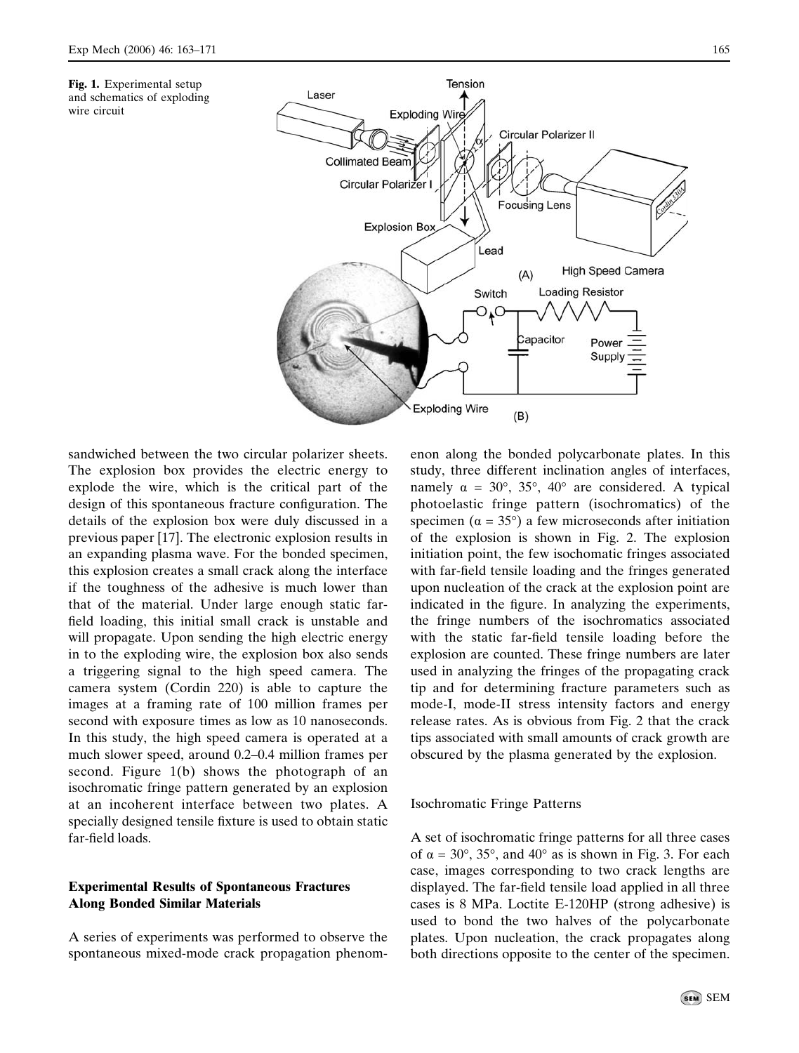Fig. 1. Experimental setup and schematics of exploding wire circuit

sandwiched between the two circular polarizer sheets. The explosion box provides the electric energy to explode the wire, which is the critical part of the design of this spontaneous fracture configuration. The details of the explosion box were duly discussed in a previous paper [17]. The electronic explosion results in an expanding plasma wave. For the bonded specimen, this explosion creates a small crack along the interface if the toughness of the adhesive is much lower than that of the material. Under large enough static far-field loading, this initial small crack is unstable and will propagate. Upon sending the high electric energy in to the exploding wire, the explosion box also sends a triggering signal to the high speed camera. The camera system (Cordin 220) is able to capture the images at a framing rate of 100 million frames per second with exposure times as low as 10 nanoseconds. In this study, the high speed camera is operated at a much slower speed, around 0.2–0.4 million frames per second. Figure 1(b) shows the photograph of an isochromatic fringe pattern generated by an explosion at an incoherent interface between two plates. A specially designed tensile fixture is used to obtain static far-field loads.

## Experimental Results of Spontaneous Fractures Along Bonded Similar Materials

A series of experiments was performed to observe the spontaneous mixed-mode crack propagation phenomenon along the bonded polycarbonate plates. In this study, three different inclination angles of interfaces, namely $\alpha = 30°$, $35°$, $40°$ are considered. A typical photoelastic fringe pattern (isochromatics) of the specimen ($\alpha = 35°$) a few microseconds after initiation of the explosion is shown in Fig. 2. The explosion initiation point, the few isochomatic fringes associated with far-field tensile loading and the fringes generated upon nucleation of the crack at the explosion point are indicated in the figure. In analyzing the experiments, the fringe numbers of the isochromatics associated with the static far-field tensile loading before the explosion are counted. These fringe numbers are later used in analyzing the fringes of the propagating crack tip and for determining fracture parameters such as mode-I, mode-II stress intensity factors and energy release rates. As is obvious from Fig. 2 that the crack tips associated with small amounts of crack growth are obscured by the plasma generated by the explosion.

### Isochromatic Fringe Patterns

A set of isochromatic fringe patterns for all three cases of $\alpha = 30°$, $35°$, and $40°$ as is shown in Fig. 3. For each case, images corresponding to two crack lengths are displayed. The far-field tensile load applied in all three cases is 8 MPa. Loctite E-120HP (strong adhesive) is used to bond the two halves of the polycarbonate plates. Upon nucleation, the crack propagates along both directions opposite to the center of the specimen.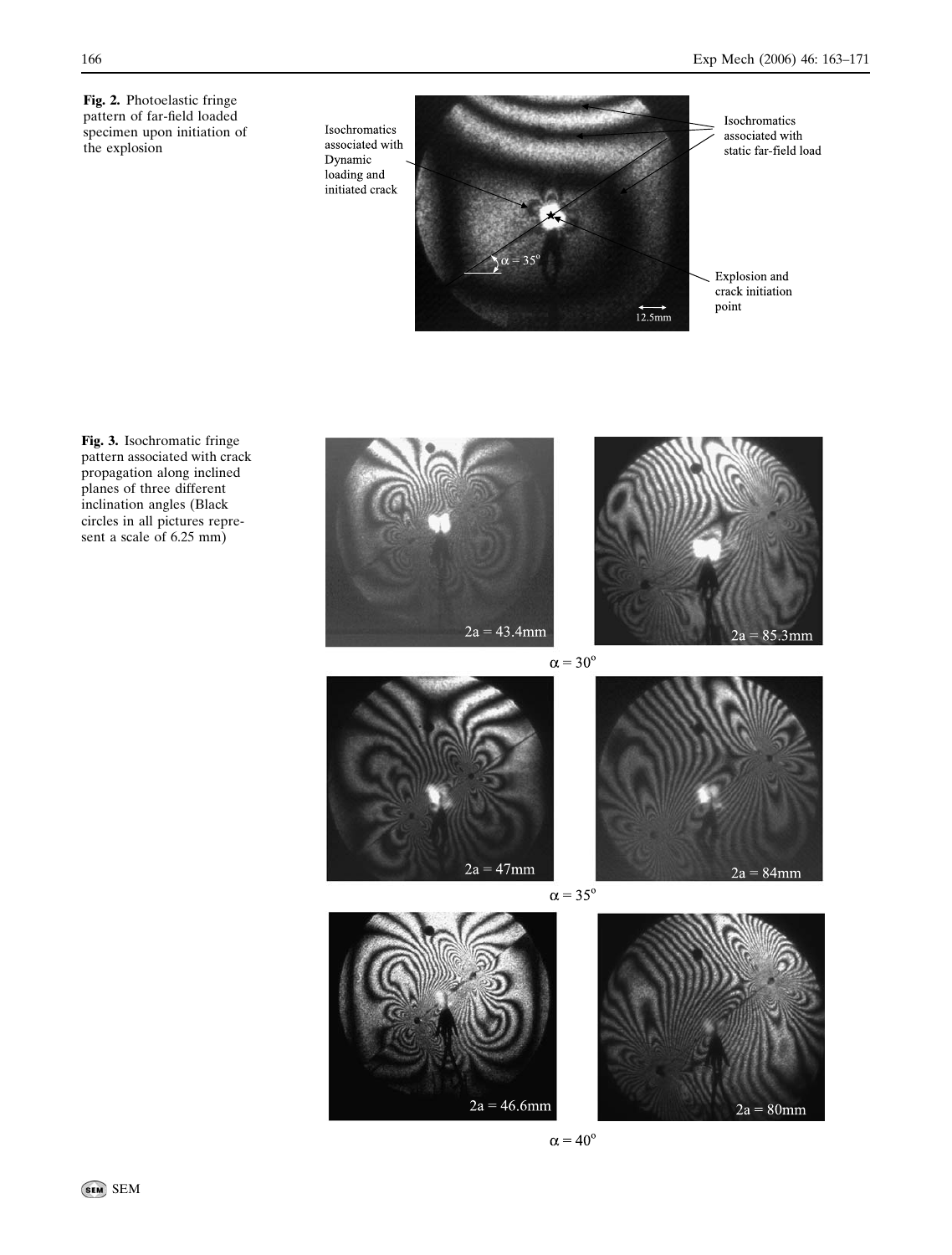**Fig. 2.** Photoelastic fringe pattern of far-field loaded specimen upon initiation of the explosion

Isochromatics associated with Dynamic loading and initiated crack

Isochromatics associated with static far-field load

Explosion and crack initiation point

$\alpha = 35^o$

12.5mm

**Fig. 3.** Isochromatic fringe pattern associated with crack propagation along inclined planes of three different inclination angles (Black circles in all pictures represent a scale of 6.25 mm)

2a = 43.4mm

2a = 85.3mm

$\alpha = 30^o$

2a = 47mm

2a = 84mm

$\alpha = 35^o$

2a = 46.6mm

2a = 80mm

$\alpha = 40^o$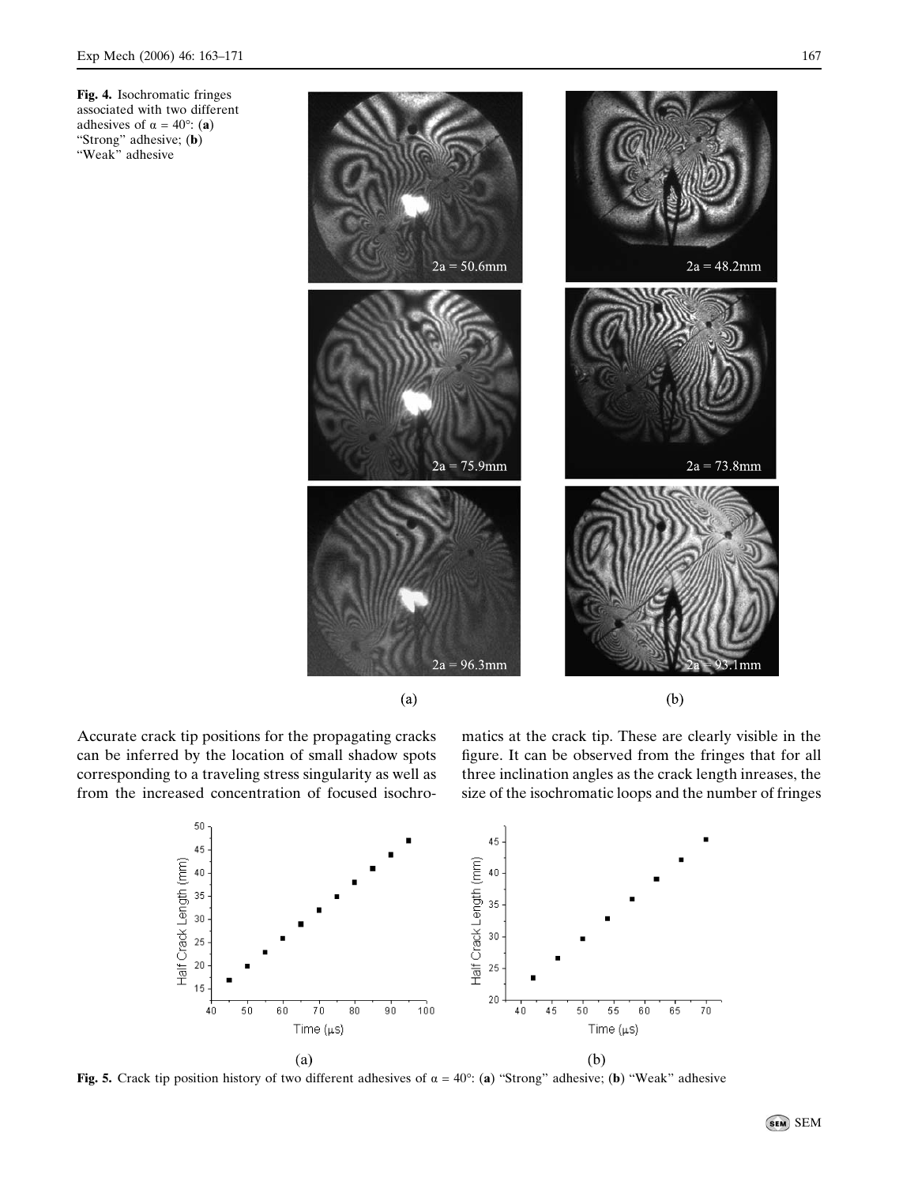**Fig. 4.** Isochromatic fringes associated with two different adhesives of $\alpha = 40°$: (**a**) "Strong" adhesive; (**b**) "Weak" adhesive

Accurate crack tip positions for the propagating cracks can be inferred by the location of small shadow spots corresponding to a traveling stress singularity as well as from the increased concentration of focused isochromatics at the crack tip. These are clearly visible in the figure. It can be observed from the fringes that for all three inclination angles as the crack length inreases, the size of the isochromatic loops and the number of fringes

**Fig. 5.** Crack tip position history of two different adhesives of $\alpha = 40°$: (**a**) "Strong" adhesive; (**b**) "Weak" adhesive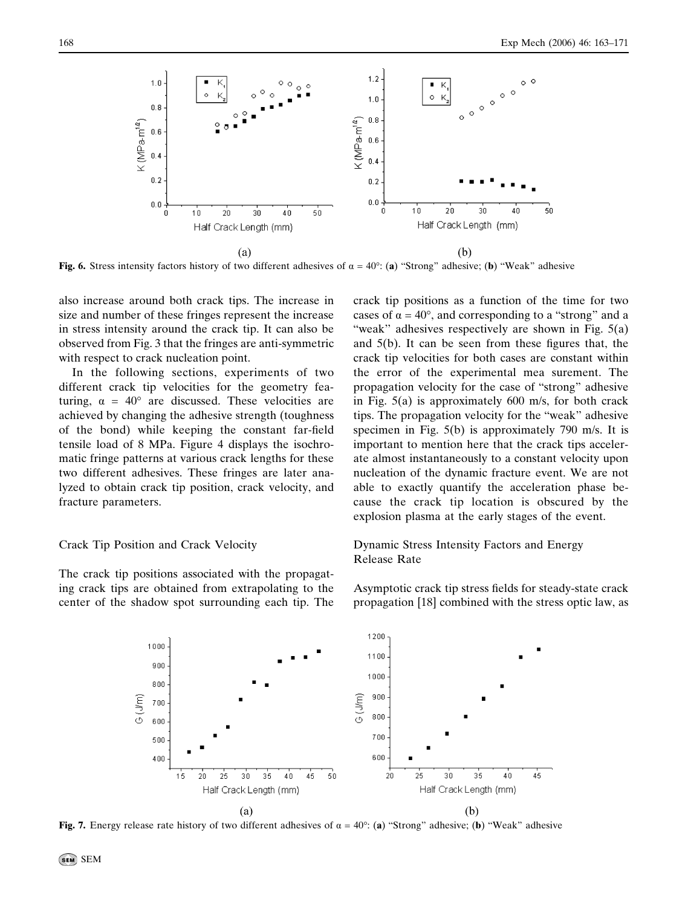Fig. 6. Stress intensity factors history of two different adhesives of $\alpha = 40°$: (a) "Strong" adhesive; (b) "Weak" adhesive

also increase around both crack tips. The increase in size and number of these fringes represent the increase in stress intensity around the crack tip. It can also be observed from Fig. 3 that the fringes are anti-symmetric with respect to crack nucleation point.

In the following sections, experiments of two different crack tip velocities for the geometry featuring, $\alpha = 40°$ are discussed. These velocities are achieved by changing the adhesive strength (toughness of the bond) while keeping the constant far-field tensile load of 8 MPa. Figure 4 displays the isochromatic fringe patterns at various crack lengths for these two different adhesives. These fringes are later analyzed to obtain crack tip position, crack velocity, and fracture parameters.

## Crack Tip Position and Crack Velocity

The crack tip positions associated with the propagating crack tips are obtained from extrapolating to the center of the shadow spot surrounding each tip. The crack tip positions as a function of the time for two cases of $\alpha = 40°$, and corresponding to a "strong" and a "weak" adhesives respectively are shown in Fig. 5(a) and 5(b). It can be seen from these figures that, the crack tip velocities for both cases are constant within the error of the experimental mea surement. The propagation velocity for the case of "strong" adhesive in Fig. 5(a) is approximately 600 m/s, for both crack tips. The propagation velocity for the "weak" adhesive specimen in Fig. 5(b) is approximately 790 m/s. It is important to mention here that the crack tips accelerate almost instantaneously to a constant velocity upon nucleation of the dynamic fracture event. We are not able to exactly quantify the acceleration phase because the crack tip location is obscured by the explosion plasma at the early stages of the event.

## Dynamic Stress Intensity Factors and Energy Release Rate

Asymptotic crack tip stress fields for steady-state crack propagation [18] combined with the stress optic law, as

Fig. 7. Energy release rate history of two different adhesives of $\alpha = 40°$: (a) "Strong" adhesive; (b) "Weak" adhesive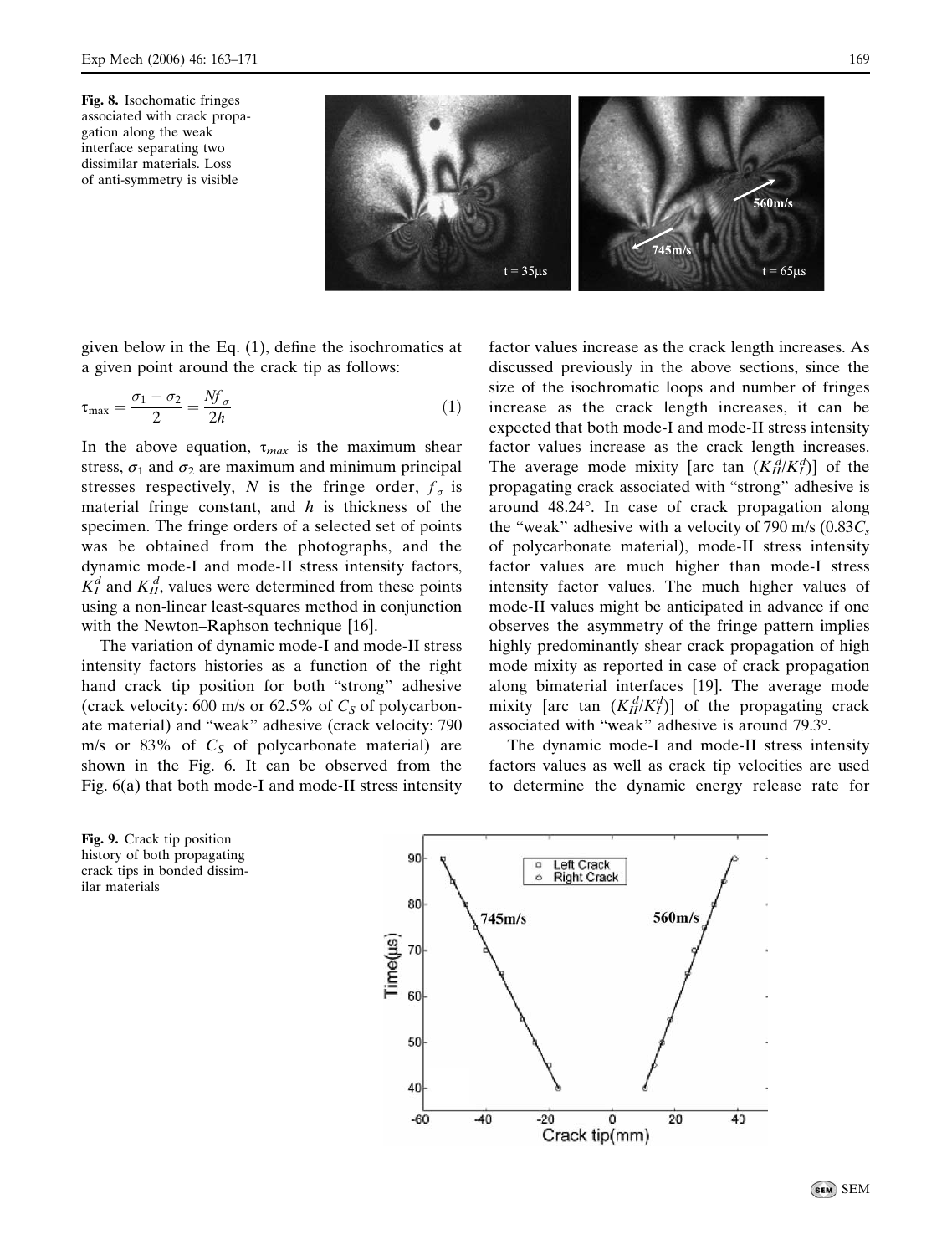**Fig. 8.** Isochomatic fringes associated with crack propagation along the weak interface separating two dissimilar materials. Loss of anti-symmetry is visible

given below in the Eq. (1), define the isochromatics at a given point around the crack tip as follows:

$$\tau_{\max} = \frac{\sigma_1 - \sigma_2}{2} = \frac{N f_\sigma}{2h} \tag{1}$$

In the above equation, $\tau_{max}$ is the maximum shear stress, $\sigma_1$ and $\sigma_2$ are maximum and minimum principal stresses respectively, $N$ is the fringe order, $f_\sigma$ is material fringe constant, and $h$ is thickness of the specimen. The fringe orders of a selected set of points was be obtained from the photographs, and the dynamic mode-I and mode-II stress intensity factors, $K_I^d$ and $K_{II}^d$, values were determined from these points using a non-linear least-squares method in conjunction with the Newton–Raphson technique [16].

The variation of dynamic mode-I and mode-II stress intensity factors histories as a function of the right hand crack tip position for both "strong" adhesive (crack velocity: 600 m/s or 62.5% of $C_S$ of polycarbonate material) and "weak" adhesive (crack velocity: 790 m/s or 83% of $C_S$ of polycarbonate material) are shown in the Fig. 6. It can be observed from the Fig. 6(a) that both mode-I and mode-II stress intensity factor values increase as the crack length increases. As discussed previously in the above sections, since the size of the isochromatic loops and number of fringes increase as the crack length increases, it can be expected that both mode-I and mode-II stress intensity factor values increase as the crack length increases. The average mode mixity [arc tan $(K_{II}^d/K_I^d)$] of the propagating crack associated with "strong" adhesive is around 48.24°. In case of crack propagation along the "weak" adhesive with a velocity of 790 m/s ($0.83C_s$ of polycarbonate material), mode-II stress intensity factor values are much higher than mode-I stress intensity factor values. The much higher values of mode-II values might be anticipated in advance if one observes the asymmetry of the fringe pattern implies highly predominantly shear crack propagation of high mode mixity as reported in case of crack propagation along bimaterial interfaces [19]. The average mode mixity [arc tan $(K_{II}^d/K_I^d)$] of the propagating crack associated with "weak" adhesive is around 79.3°.

The dynamic mode-I and mode-II stress intensity factors values as well as crack tip velocities are used to determine the dynamic energy release rate for

**Fig. 9.** Crack tip position history of both propagating crack tips in bonded dissimilar materials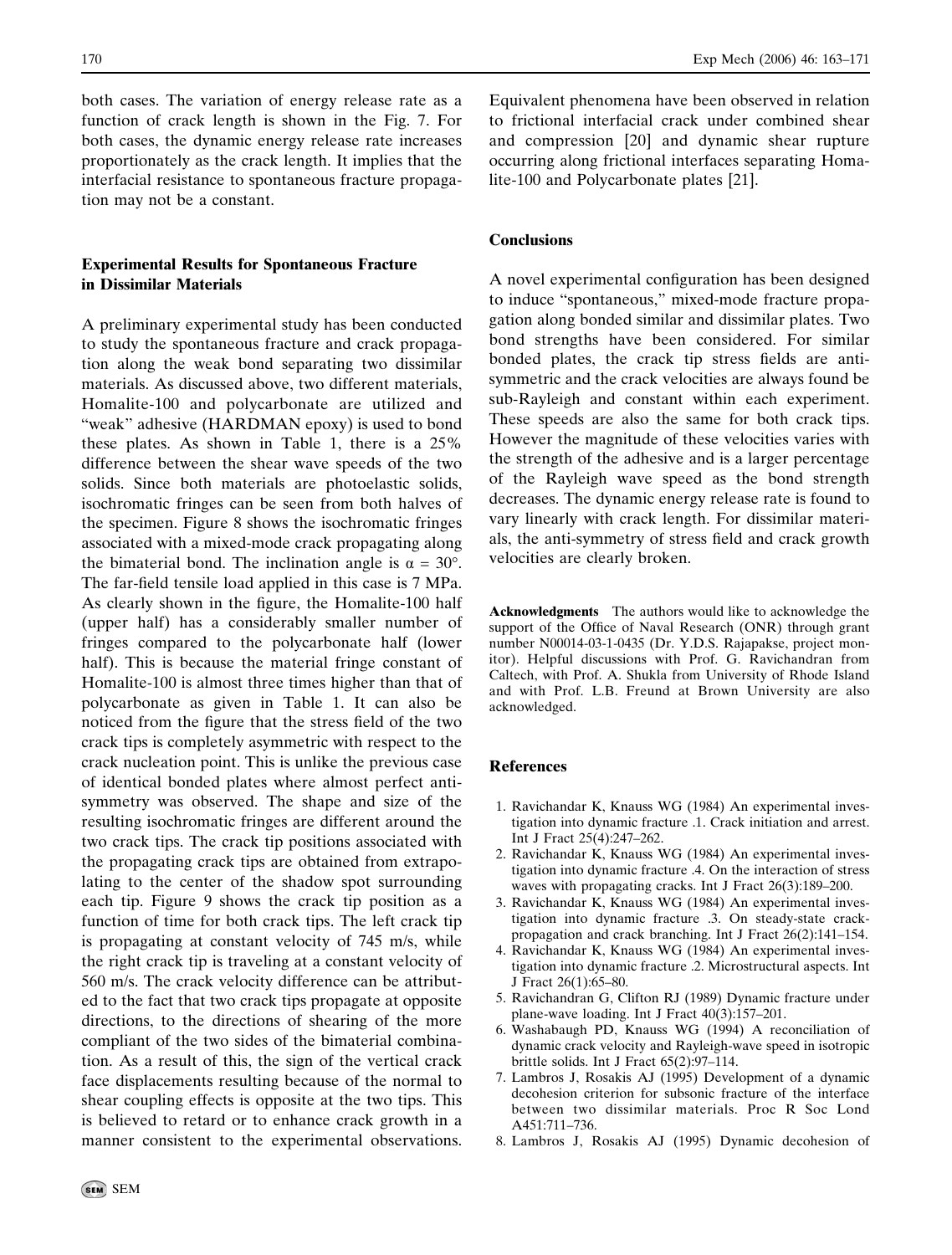both cases. The variation of energy release rate as a function of crack length is shown in the Fig. 7. For both cases, the dynamic energy release rate increases proportionately as the crack length. It implies that the interfacial resistance to spontaneous fracture propagation may not be a constant.

### Experimental Results for Spontaneous Fracture in Dissimilar Materials

A preliminary experimental study has been conducted to study the spontaneous fracture and crack propagation along the weak bond separating two dissimilar materials. As discussed above, two different materials, Homalite-100 and polycarbonate are utilized and "weak" adhesive (HARDMAN epoxy) is used to bond these plates. As shown in Table 1, there is a 25% difference between the shear wave speeds of the two solids. Since both materials are photoelastic solids, isochromatic fringes can be seen from both halves of the specimen. Figure 8 shows the isochromatic fringes associated with a mixed-mode crack propagating along the bimaterial bond. The inclination angle is $\alpha = 30°$. The far-field tensile load applied in this case is 7 MPa. As clearly shown in the figure, the Homalite-100 half (upper half) has a considerably smaller number of fringes compared to the polycarbonate half (lower half). This is because the material fringe constant of Homalite-100 is almost three times higher than that of polycarbonate as given in Table 1. It can also be noticed from the figure that the stress field of the two crack tips is completely asymmetric with respect to the crack nucleation point. This is unlike the previous case of identical bonded plates where almost perfect anti-symmetry was observed. The shape and size of the resulting isochromatic fringes are different around the two crack tips. The crack tip positions associated with the propagating crack tips are obtained from extrapolating to the center of the shadow spot surrounding each tip. Figure 9 shows the crack tip position as a function of time for both crack tips. The left crack tip is propagating at constant velocity of 745 m/s, while the right crack tip is traveling at a constant velocity of 560 m/s. The crack velocity difference can be attributed to the fact that two crack tips propagate at opposite directions, to the directions of shearing of the more compliant of the two sides of the bimaterial combination. As a result of this, the sign of the vertical crack face displacements resulting because of the normal to shear coupling effects is opposite at the two tips. This is believed to retard or to enhance crack growth in a manner consistent to the experimental observations. Equivalent phenomena have been observed in relation to frictional interfacial crack under combined shear and compression [20] and dynamic shear rupture occurring along frictional interfaces separating Homalite-100 and Polycarbonate plates [21].

### Conclusions

A novel experimental configuration has been designed to induce "spontaneous," mixed-mode fracture propagation along bonded similar and dissimilar plates. Two bond strengths have been considered. For similar bonded plates, the crack tip stress fields are anti-symmetric and the crack velocities are always found be sub-Rayleigh and constant within each experiment. These speeds are also the same for both crack tips. However the magnitude of these velocities varies with the strength of the adhesive and is a larger percentage of the Rayleigh wave speed as the bond strength decreases. The dynamic energy release rate is found to vary linearly with crack length. For dissimilar materials, the anti-symmetry of stress field and crack growth velocities are clearly broken.

**Acknowledgments** The authors would like to acknowledge the support of the Office of Naval Research (ONR) through grant number N00014-03-1-0435 (Dr. Y.D.S. Rajapakse, project monitor). Helpful discussions with Prof. G. Ravichandran from Caltech, with Prof. A. Shukla from University of Rhode Island and with Prof. L.B. Freund at Brown University are also acknowledged.

### References

1. Ravichandar K, Knauss WG (1984) An experimental investigation into dynamic fracture .1. Crack initiation and arrest. Int J Fract 25(4):247–262.
2. Ravichandar K, Knauss WG (1984) An experimental investigation into dynamic fracture .4. On the interaction of stress waves with propagating cracks. Int J Fract 26(3):189–200.
3. Ravichandar K, Knauss WG (1984) An experimental investigation into dynamic fracture .3. On steady-state crack-propagation and crack branching. Int J Fract 26(2):141–154.
4. Ravichandar K, Knauss WG (1984) An experimental investigation into dynamic fracture .2. Microstructural aspects. Int J Fract 26(1):65–80.
5. Ravichandran G, Clifton RJ (1989) Dynamic fracture under plane-wave loading. Int J Fract 40(3):157–201.
6. Washabaugh PD, Knauss WG (1994) A reconciliation of dynamic crack velocity and Rayleigh-wave speed in isotropic brittle solids. Int J Fract 65(2):97–114.
7. Lambros J, Rosakis AJ (1995) Development of a dynamic decohesion criterion for subsonic fracture of the interface between two dissimilar materials. Proc R Soc Lond A451:711–736.
8. Lambros J, Rosakis AJ (1995) Dynamic decohesion of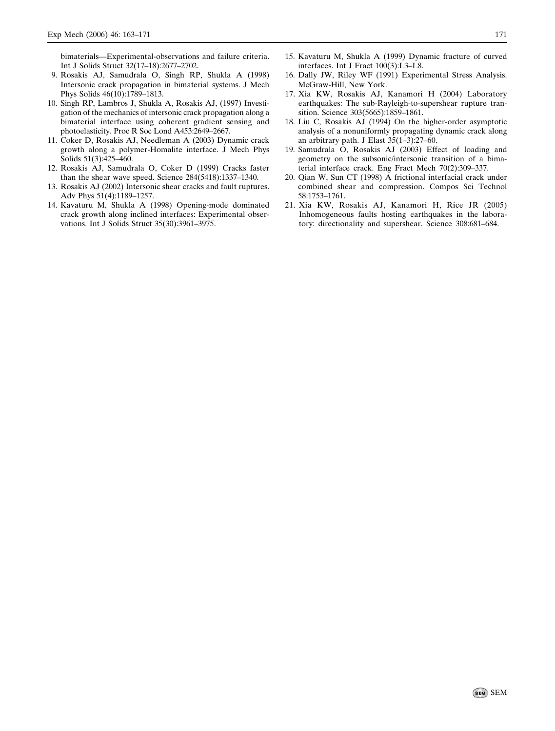bimaterials—Experimental-observations and failure criteria. Int J Solids Struct 32(17–18):2677–2702.

9. Rosakis AJ, Samudrala O, Singh RP, Shukla A (1998) Intersonic crack propagation in bimaterial systems. J Mech Phys Solids 46(10):1789–1813.
10. Singh RP, Lambros J, Shukla A, Rosakis AJ, (1997) Investigation of the mechanics of intersonic crack propagation along a bimaterial interface using coherent gradient sensing and photoelasticity. Proc R Soc Lond A453:2649–2667.
11. Coker D, Rosakis AJ, Needleman A (2003) Dynamic crack growth along a polymer-Homalite interface. J Mech Phys Solids 51(3):425–460.
12. Rosakis AJ, Samudrala O, Coker D (1999) Cracks faster than the shear wave speed. Science 284(5418):1337–1340.
13. Rosakis AJ (2002) Intersonic shear cracks and fault ruptures. Adv Phys 51(4):1189–1257.
14. Kavaturu M, Shukla A (1998) Opening-mode dominated crack growth along inclined interfaces: Experimental observations. Int J Solids Struct 35(30):3961–3975.
15. Kavaturu M, Shukla A (1999) Dynamic fracture of curved interfaces. Int J Fract 100(3):L3–L8.
16. Dally JW, Riley WF (1991) Experimental Stress Analysis. McGraw-Hill, New York.
17. Xia KW, Rosakis AJ, Kanamori H (2004) Laboratory earthquakes: The sub-Rayleigh-to-supershear rupture transition. Science 303(5665):1859–1861.
18. Liu C, Rosakis AJ (1994) On the higher-order asymptotic analysis of a nonuniformly propagating dynamic crack along an arbitrary path. J Elast 35(1–3):27–60.
19. Samudrala O, Rosakis AJ (2003) Effect of loading and geometry on the subsonic/intersonic transition of a bimaterial interface crack. Eng Fract Mech 70(2):309–337.
20. Qian W, Sun CT (1998) A frictional interfacial crack under combined shear and compression. Compos Sci Technol 58:1753–1761.
21. Xia KW, Rosakis AJ, Kanamori H, Rice JR (2005) Inhomogeneous faults hosting earthquakes in the laboratory: directionality and supershear. Science 308:681–684.